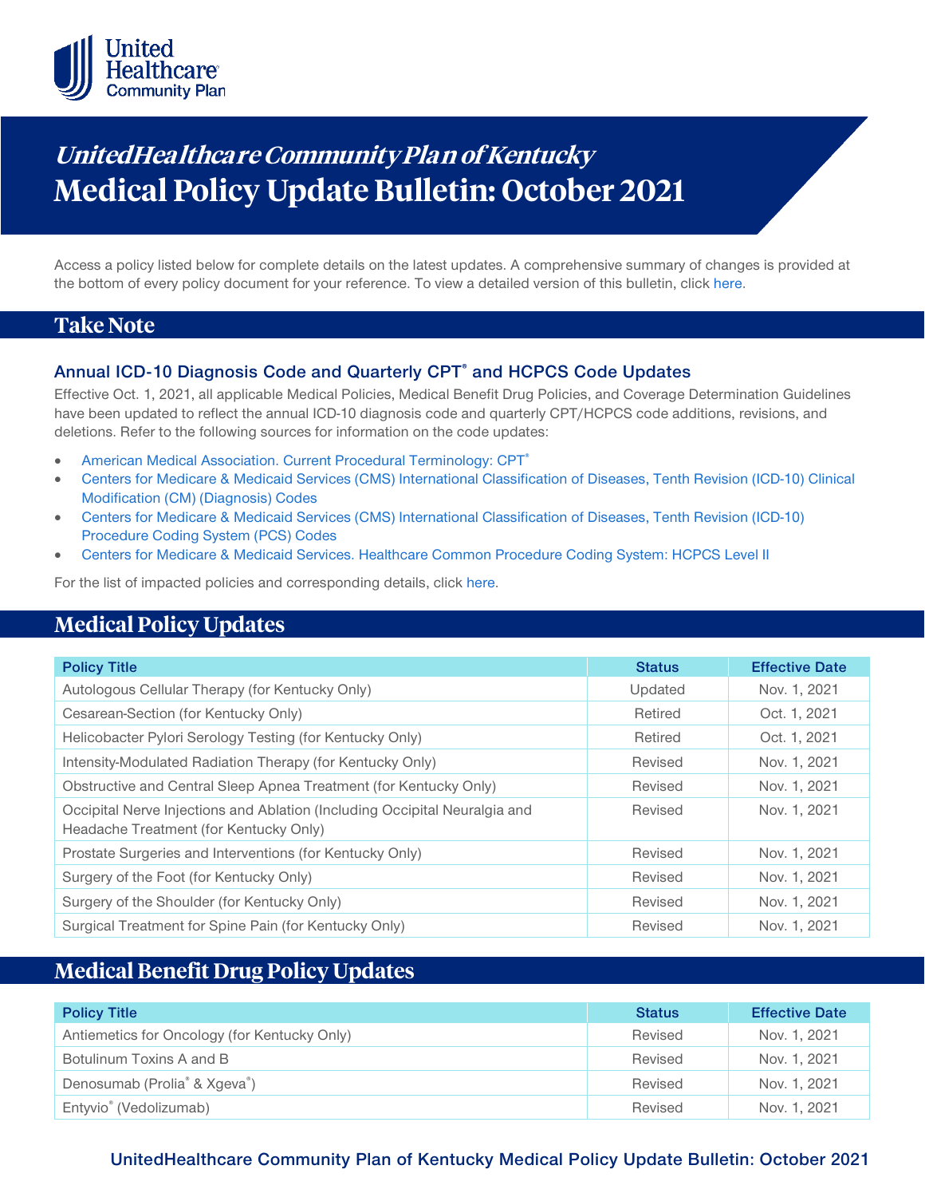# *UnitedHealthcare Community Plan of Kentucky*
# Medical Policy Update Bulletin: October 2021

Access a policy listed below for complete details on the latest updates. A comprehensive summary of changes is provided at the bottom of every policy document for your reference. To view a detailed version of this bulletin, click here.

## Take Note

### Annual ICD-10 Diagnosis Code and Quarterly CPT® and HCPCS Code Updates

Effective Oct. 1, 2021, all applicable Medical Policies, Medical Benefit Drug Policies, and Coverage Determination Guidelines have been updated to reflect the annual ICD-10 diagnosis code and quarterly CPT/HCPCS code additions, revisions, and deletions. Refer to the following sources for information on the code updates:

- American Medical Association. Current Procedural Terminology: CPT®
- Centers for Medicare & Medicaid Services (CMS) International Classification of Diseases, Tenth Revision (ICD-10) Clinical Modification (CM) (Diagnosis) Codes
- Centers for Medicare & Medicaid Services (CMS) International Classification of Diseases, Tenth Revision (ICD-10) Procedure Coding System (PCS) Codes
- Centers for Medicare & Medicaid Services. Healthcare Common Procedure Coding System: HCPCS Level II

For the list of impacted policies and corresponding details, click here.

## Medical Policy Updates

| Policy Title | Status | Effective Date |
| --- | --- | --- |
| Autologous Cellular Therapy (for Kentucky Only) | Updated | Nov. 1, 2021 |
| Cesarean-Section (for Kentucky Only) | Retired | Oct. 1, 2021 |
| Helicobacter Pylori Serology Testing (for Kentucky Only) | Retired | Oct. 1, 2021 |
| Intensity-Modulated Radiation Therapy (for Kentucky Only) | Revised | Nov. 1, 2021 |
| Obstructive and Central Sleep Apnea Treatment (for Kentucky Only) | Revised | Nov. 1, 2021 |
| Occipital Nerve Injections and Ablation (Including Occipital Neuralgia and Headache Treatment (for Kentucky Only) | Revised | Nov. 1, 2021 |
| Prostate Surgeries and Interventions (for Kentucky Only) | Revised | Nov. 1, 2021 |
| Surgery of the Foot (for Kentucky Only) | Revised | Nov. 1, 2021 |
| Surgery of the Shoulder (for Kentucky Only) | Revised | Nov. 1, 2021 |
| Surgical Treatment for Spine Pain (for Kentucky Only) | Revised | Nov. 1, 2021 |

## Medical Benefit Drug Policy Updates

| Policy Title | Status | Effective Date |
| --- | --- | --- |
| Antiemetics for Oncology (for Kentucky Only) | Revised | Nov. 1, 2021 |
| Botulinum Toxins A and B | Revised | Nov. 1, 2021 |
| Denosumab (Prolia® & Xgeva®) | Revised | Nov. 1, 2021 |
| Entyvio® (Vedolizumab) | Revised | Nov. 1, 2021 |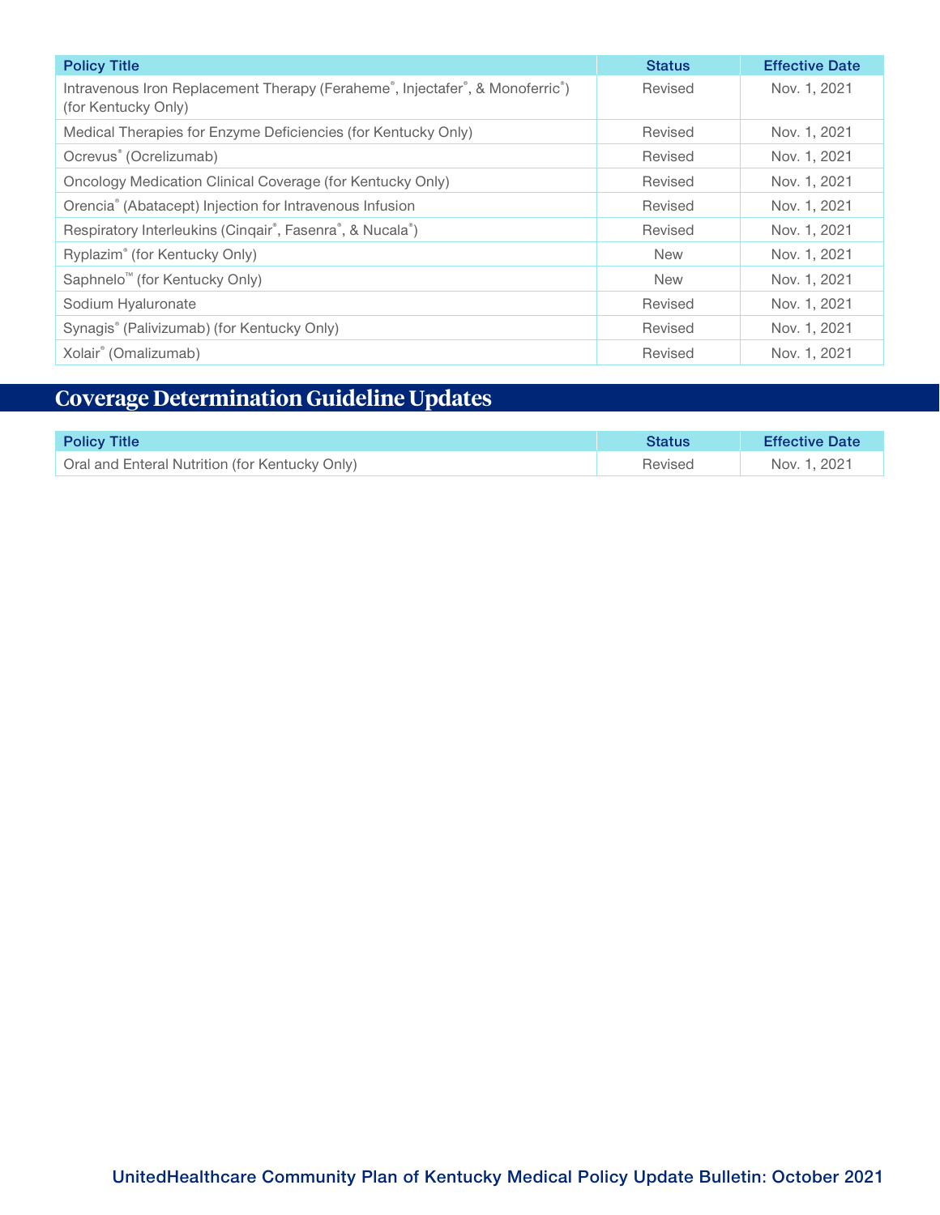| Policy Title | Status | Effective Date |
| --- | --- | --- |
| Intravenous Iron Replacement Therapy (Feraheme®, Injectafer®, & Monoferric®) (for Kentucky Only) | Revised | Nov. 1, 2021 |
| Medical Therapies for Enzyme Deficiencies (for Kentucky Only) | Revised | Nov. 1, 2021 |
| Ocrevus® (Ocrelizumab) | Revised | Nov. 1, 2021 |
| Oncology Medication Clinical Coverage (for Kentucky Only) | Revised | Nov. 1, 2021 |
| Orencia® (Abatacept) Injection for Intravenous Infusion | Revised | Nov. 1, 2021 |
| Respiratory Interleukins (Cinqair®, Fasenra®, & Nucala®) | Revised | Nov. 1, 2021 |
| Ryplazim® (for Kentucky Only) | New | Nov. 1, 2021 |
| Saphnelo™ (for Kentucky Only) | New | Nov. 1, 2021 |
| Sodium Hyaluronate | Revised | Nov. 1, 2021 |
| Synagis® (Palivizumab) (for Kentucky Only) | Revised | Nov. 1, 2021 |
| Xolair® (Omalizumab) | Revised | Nov. 1, 2021 |

## Coverage Determination Guideline Updates

| Policy Title | Status | Effective Date |
| --- | --- | --- |
| Oral and Enteral Nutrition (for Kentucky Only) | Revised | Nov. 1, 2021 |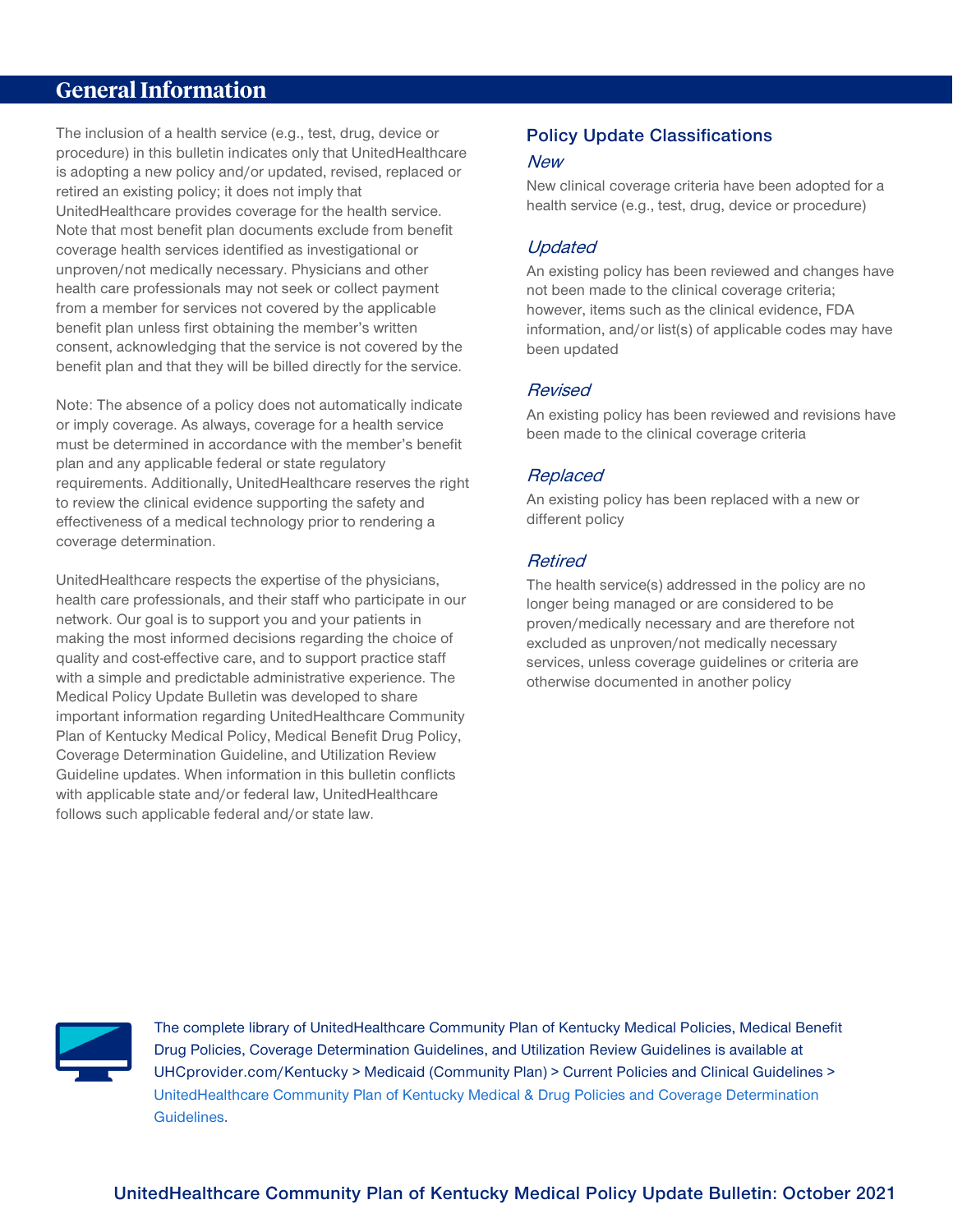## General Information

The inclusion of a health service (e.g., test, drug, device or procedure) in this bulletin indicates only that UnitedHealthcare is adopting a new policy and/or updated, revised, replaced or retired an existing policy; it does not imply that UnitedHealthcare provides coverage for the health service. Note that most benefit plan documents exclude from benefit coverage health services identified as investigational or unproven/not medically necessary. Physicians and other health care professionals may not seek or collect payment from a member for services not covered by the applicable benefit plan unless first obtaining the member's written consent, acknowledging that the service is not covered by the benefit plan and that they will be billed directly for the service.

Note: The absence of a policy does not automatically indicate or imply coverage. As always, coverage for a health service must be determined in accordance with the member's benefit plan and any applicable federal or state regulatory requirements. Additionally, UnitedHealthcare reserves the right to review the clinical evidence supporting the safety and effectiveness of a medical technology prior to rendering a coverage determination.

UnitedHealthcare respects the expertise of the physicians, health care professionals, and their staff who participate in our network. Our goal is to support you and your patients in making the most informed decisions regarding the choice of quality and cost-effective care, and to support practice staff with a simple and predictable administrative experience. The Medical Policy Update Bulletin was developed to share important information regarding UnitedHealthcare Community Plan of Kentucky Medical Policy, Medical Benefit Drug Policy, Coverage Determination Guideline, and Utilization Review Guideline updates. When information in this bulletin conflicts with applicable state and/or federal law, UnitedHealthcare follows such applicable federal and/or state law.

### Policy Update Classifications

#### *New*

New clinical coverage criteria have been adopted for a health service (e.g., test, drug, device or procedure)

#### *Updated*

An existing policy has been reviewed and changes have not been made to the clinical coverage criteria; however, items such as the clinical evidence, FDA information, and/or list(s) of applicable codes may have been updated

#### *Revised*

An existing policy has been reviewed and revisions have been made to the clinical coverage criteria

#### *Replaced*

An existing policy has been replaced with a new or different policy

#### *Retired*

The health service(s) addressed in the policy are no longer being managed or are considered to be proven/medically necessary and are therefore not excluded as unproven/not medically necessary services, unless coverage guidelines or criteria are otherwise documented in another policy

The complete library of UnitedHealthcare Community Plan of Kentucky Medical Policies, Medical Benefit Drug Policies, Coverage Determination Guidelines, and Utilization Review Guidelines is available at UHCprovider.com/Kentucky > Medicaid (Community Plan) > Current Policies and Clinical Guidelines > UnitedHealthcare Community Plan of Kentucky Medical & Drug Policies and Coverage Determination Guidelines.